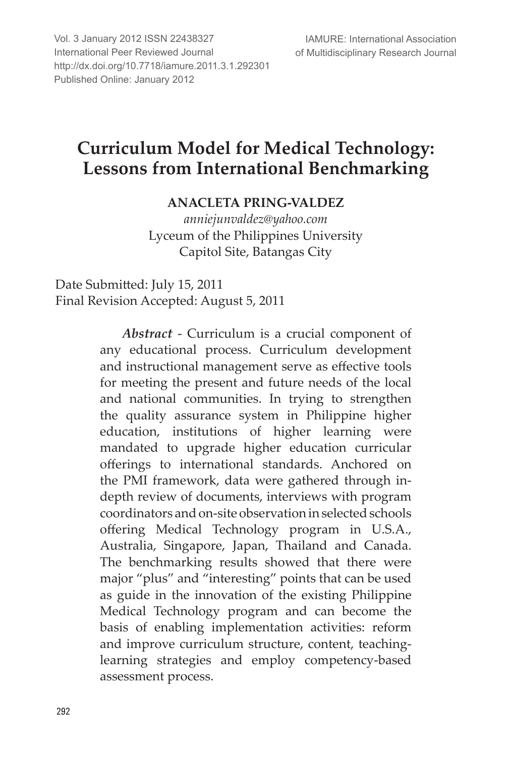# Curriculum Model for Medical Technology: Lessons from International Benchmarking

**ANACLETA PRING-VALDEZ**

*anniejunvaldez@yahoo.com*

Lyceum of the Philippines University

Capitol Site, Batangas City

Date Submitted: July 15, 2011

Final Revision Accepted: August 5, 2011

***Abstract*** - Curriculum is a crucial component of any educational process. Curriculum development and instructional management serve as effective tools for meeting the present and future needs of the local and national communities. In trying to strengthen the quality assurance system in Philippine higher education, institutions of higher learning were mandated to upgrade higher education curricular offerings to international standards. Anchored on the PMI framework, data were gathered through in-depth review of documents, interviews with program coordinators and on-site observation in selected schools offering Medical Technology program in U.S.A., Australia, Singapore, Japan, Thailand and Canada. The benchmarking results showed that there were major "plus" and "interesting" points that can be used as guide in the innovation of the existing Philippine Medical Technology program and can become the basis of enabling implementation activities: reform and improve curriculum structure, content, teaching-learning strategies and employ competency-based assessment process.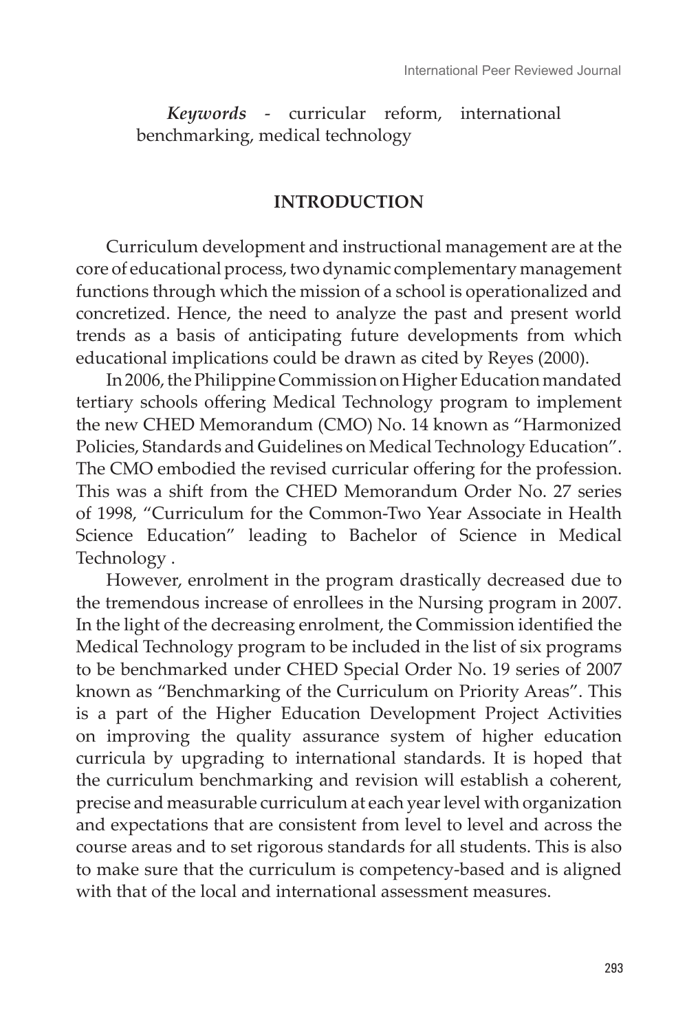*Keywords* - curricular reform, international benchmarking, medical technology

## INTRODUCTION

Curriculum development and instructional management are at the core of educational process, two dynamic complementary management functions through which the mission of a school is operationalized and concretized. Hence, the need to analyze the past and present world trends as a basis of anticipating future developments from which educational implications could be drawn as cited by Reyes (2000).

In 2006, the Philippine Commission on Higher Education mandated tertiary schools offering Medical Technology program to implement the new CHED Memorandum (CMO) No. 14 known as "Harmonized Policies, Standards and Guidelines on Medical Technology Education". The CMO embodied the revised curricular offering for the profession. This was a shift from the CHED Memorandum Order No. 27 series of 1998, "Curriculum for the Common-Two Year Associate in Health Science Education" leading to Bachelor of Science in Medical Technology .

However, enrolment in the program drastically decreased due to the tremendous increase of enrollees in the Nursing program in 2007. In the light of the decreasing enrolment, the Commission identified the Medical Technology program to be included in the list of six programs to be benchmarked under CHED Special Order No. 19 series of 2007 known as "Benchmarking of the Curriculum on Priority Areas". This is a part of the Higher Education Development Project Activities on improving the quality assurance system of higher education curricula by upgrading to international standards. It is hoped that the curriculum benchmarking and revision will establish a coherent, precise and measurable curriculum at each year level with organization and expectations that are consistent from level to level and across the course areas and to set rigorous standards for all students. This is also to make sure that the curriculum is competency-based and is aligned with that of the local and international assessment measures.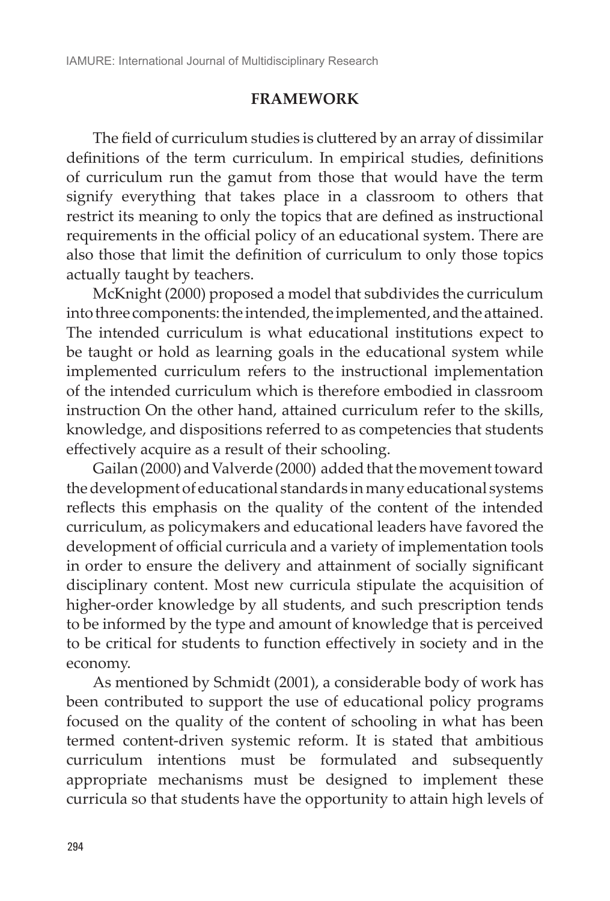## FRAMEWORK

The field of curriculum studies is cluttered by an array of dissimilar definitions of the term curriculum. In empirical studies, definitions of curriculum run the gamut from those that would have the term signify everything that takes place in a classroom to others that restrict its meaning to only the topics that are defined as instructional requirements in the official policy of an educational system. There are also those that limit the definition of curriculum to only those topics actually taught by teachers.

McKnight (2000) proposed a model that subdivides the curriculum into three components: the intended, the implemented, and the attained. The intended curriculum is what educational institutions expect to be taught or hold as learning goals in the educational system while implemented curriculum refers to the instructional implementation of the intended curriculum which is therefore embodied in classroom instruction On the other hand, attained curriculum refer to the skills, knowledge, and dispositions referred to as competencies that students effectively acquire as a result of their schooling.

Gailan (2000) and Valverde (2000) added that the movement toward the development of educational standards in many educational systems reflects this emphasis on the quality of the content of the intended curriculum, as policymakers and educational leaders have favored the development of official curricula and a variety of implementation tools in order to ensure the delivery and attainment of socially significant disciplinary content. Most new curricula stipulate the acquisition of higher-order knowledge by all students, and such prescription tends to be informed by the type and amount of knowledge that is perceived to be critical for students to function effectively in society and in the economy.

As mentioned by Schmidt (2001), a considerable body of work has been contributed to support the use of educational policy programs focused on the quality of the content of schooling in what has been termed content-driven systemic reform. It is stated that ambitious curriculum intentions must be formulated and subsequently appropriate mechanisms must be designed to implement these curricula so that students have the opportunity to attain high levels of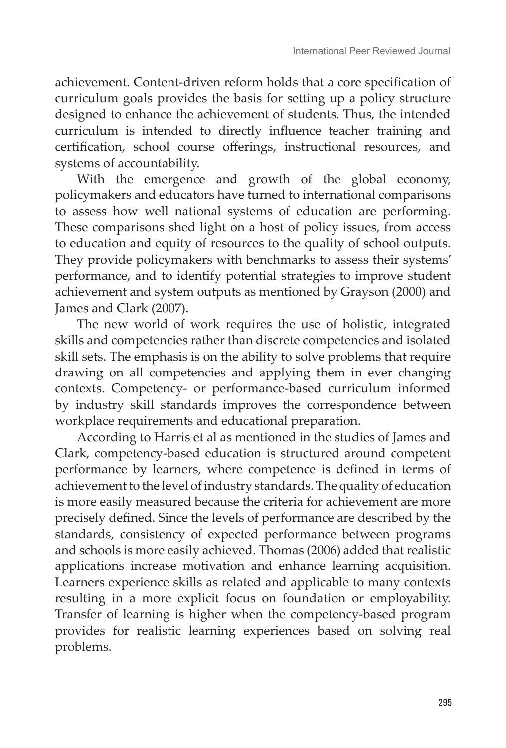achievement. Content-driven reform holds that a core specification of curriculum goals provides the basis for setting up a policy structure designed to enhance the achievement of students. Thus, the intended curriculum is intended to directly influence teacher training and certification, school course offerings, instructional resources, and systems of accountability.

With the emergence and growth of the global economy, policymakers and educators have turned to international comparisons to assess how well national systems of education are performing. These comparisons shed light on a host of policy issues, from access to education and equity of resources to the quality of school outputs. They provide policymakers with benchmarks to assess their systems' performance, and to identify potential strategies to improve student achievement and system outputs as mentioned by Grayson (2000) and James and Clark (2007).

The new world of work requires the use of holistic, integrated skills and competencies rather than discrete competencies and isolated skill sets. The emphasis is on the ability to solve problems that require drawing on all competencies and applying them in ever changing contexts. Competency- or performance-based curriculum informed by industry skill standards improves the correspondence between workplace requirements and educational preparation.

According to Harris et al as mentioned in the studies of James and Clark, competency-based education is structured around competent performance by learners, where competence is defined in terms of achievement to the level of industry standards. The quality of education is more easily measured because the criteria for achievement are more precisely defined. Since the levels of performance are described by the standards, consistency of expected performance between programs and schools is more easily achieved. Thomas (2006) added that realistic applications increase motivation and enhance learning acquisition. Learners experience skills as related and applicable to many contexts resulting in a more explicit focus on foundation or employability. Transfer of learning is higher when the competency-based program provides for realistic learning experiences based on solving real problems.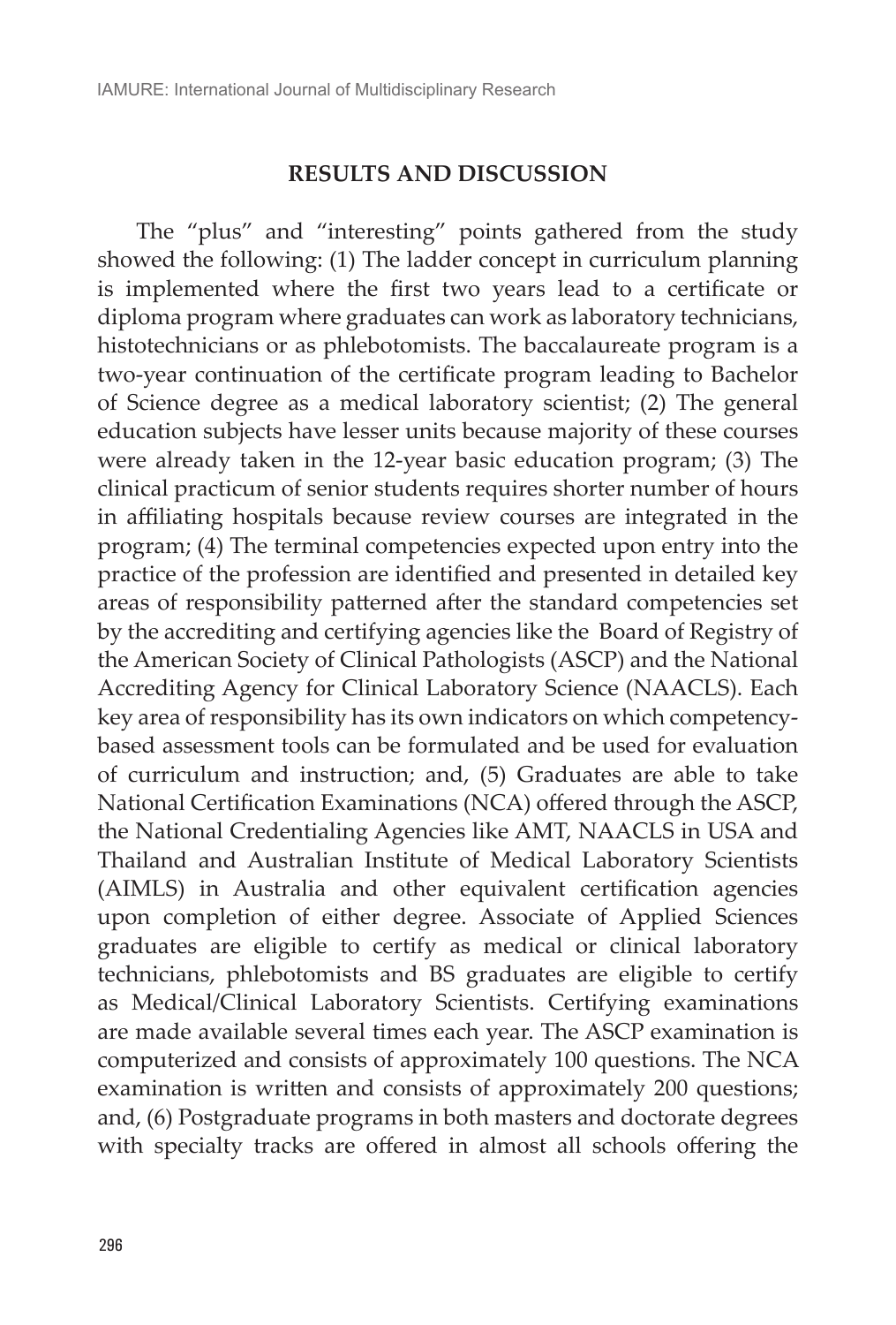## RESULTS AND DISCUSSION

The "plus" and "interesting" points gathered from the study showed the following: (1) The ladder concept in curriculum planning is implemented where the first two years lead to a certificate or diploma program where graduates can work as laboratory technicians, histotechnicians or as phlebotomists. The baccalaureate program is a two-year continuation of the certificate program leading to Bachelor of Science degree as a medical laboratory scientist; (2) The general education subjects have lesser units because majority of these courses were already taken in the 12-year basic education program; (3) The clinical practicum of senior students requires shorter number of hours in affiliating hospitals because review courses are integrated in the program; (4) The terminal competencies expected upon entry into the practice of the profession are identified and presented in detailed key areas of responsibility patterned after the standard competencies set by the accrediting and certifying agencies like the Board of Registry of the American Society of Clinical Pathologists (ASCP) and the National Accrediting Agency for Clinical Laboratory Science (NAACLS). Each key area of responsibility has its own indicators on which competency-based assessment tools can be formulated and be used for evaluation of curriculum and instruction; and, (5) Graduates are able to take National Certification Examinations (NCA) offered through the ASCP, the National Credentialing Agencies like AMT, NAACLS in USA and Thailand and Australian Institute of Medical Laboratory Scientists (AIMLS) in Australia and other equivalent certification agencies upon completion of either degree. Associate of Applied Sciences graduates are eligible to certify as medical or clinical laboratory technicians, phlebotomists and BS graduates are eligible to certify as Medical/Clinical Laboratory Scientists. Certifying examinations are made available several times each year. The ASCP examination is computerized and consists of approximately 100 questions. The NCA examination is written and consists of approximately 200 questions; and, (6) Postgraduate programs in both masters and doctorate degrees with specialty tracks are offered in almost all schools offering the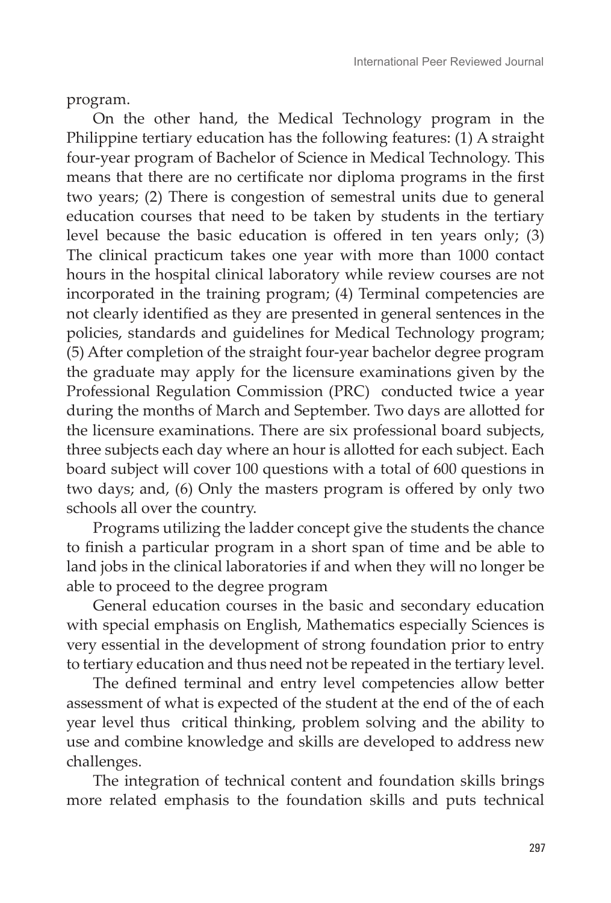program.

On the other hand, the Medical Technology program in the Philippine tertiary education has the following features: (1) A straight four-year program of Bachelor of Science in Medical Technology. This means that there are no certificate nor diploma programs in the first two years; (2) There is congestion of semestral units due to general education courses that need to be taken by students in the tertiary level because the basic education is offered in ten years only; (3) The clinical practicum takes one year with more than 1000 contact hours in the hospital clinical laboratory while review courses are not incorporated in the training program; (4) Terminal competencies are not clearly identified as they are presented in general sentences in the policies, standards and guidelines for Medical Technology program; (5) After completion of the straight four-year bachelor degree program the graduate may apply for the licensure examinations given by the Professional Regulation Commission (PRC) conducted twice a year during the months of March and September. Two days are allotted for the licensure examinations. There are six professional board subjects, three subjects each day where an hour is allotted for each subject. Each board subject will cover 100 questions with a total of 600 questions in two days; and, (6) Only the masters program is offered by only two schools all over the country.

Programs utilizing the ladder concept give the students the chance to finish a particular program in a short span of time and be able to land jobs in the clinical laboratories if and when they will no longer be able to proceed to the degree program

General education courses in the basic and secondary education with special emphasis on English, Mathematics especially Sciences is very essential in the development of strong foundation prior to entry to tertiary education and thus need not be repeated in the tertiary level.

The defined terminal and entry level competencies allow better assessment of what is expected of the student at the end of the of each year level thus critical thinking, problem solving and the ability to use and combine knowledge and skills are developed to address new challenges.

The integration of technical content and foundation skills brings more related emphasis to the foundation skills and puts technical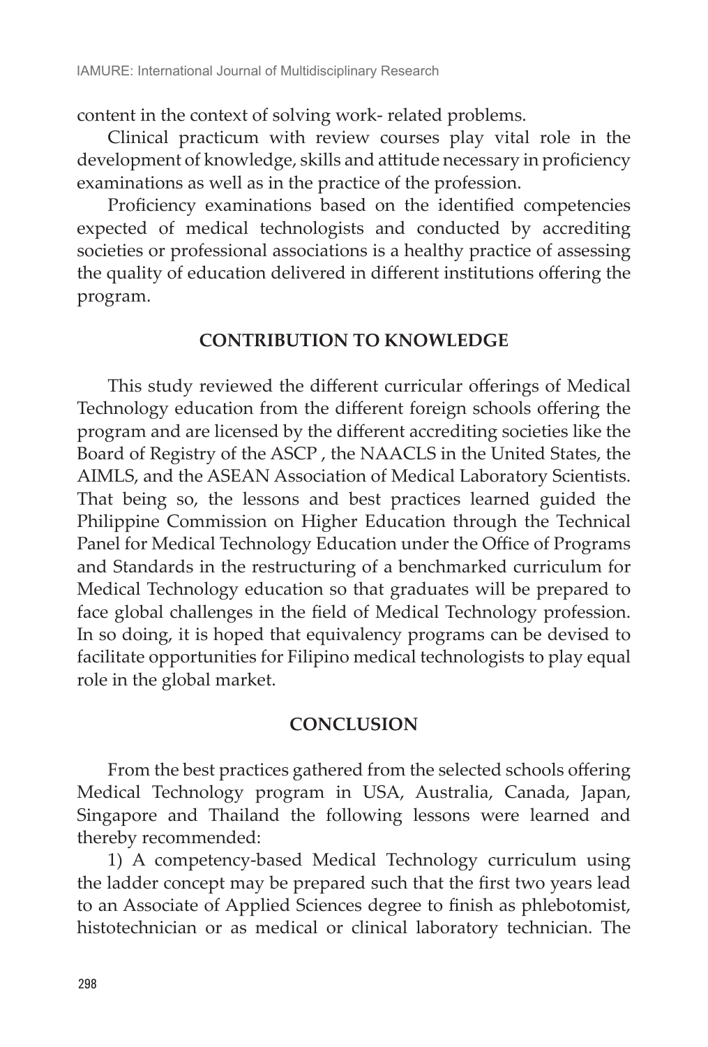content in the context of solving work- related problems.

Clinical practicum with review courses play vital role in the development of knowledge, skills and attitude necessary in proficiency examinations as well as in the practice of the profession.

Proficiency examinations based on the identified competencies expected of medical technologists and conducted by accrediting societies or professional associations is a healthy practice of assessing the quality of education delivered in different institutions offering the program.

## CONTRIBUTION TO KNOWLEDGE

This study reviewed the different curricular offerings of Medical Technology education from the different foreign schools offering the program and are licensed by the different accrediting societies like the Board of Registry of the ASCP , the NAACLS in the United States, the AIMLS, and the ASEAN Association of Medical Laboratory Scientists. That being so, the lessons and best practices learned guided the Philippine Commission on Higher Education through the Technical Panel for Medical Technology Education under the Office of Programs and Standards in the restructuring of a benchmarked curriculum for Medical Technology education so that graduates will be prepared to face global challenges in the field of Medical Technology profession. In so doing, it is hoped that equivalency programs can be devised to facilitate opportunities for Filipino medical technologists to play equal role in the global market.

## CONCLUSION

From the best practices gathered from the selected schools offering Medical Technology program in USA, Australia, Canada, Japan, Singapore and Thailand the following lessons were learned and thereby recommended:

1) A competency-based Medical Technology curriculum using the ladder concept may be prepared such that the first two years lead to an Associate of Applied Sciences degree to finish as phlebotomist, histotechnician or as medical or clinical laboratory technician. The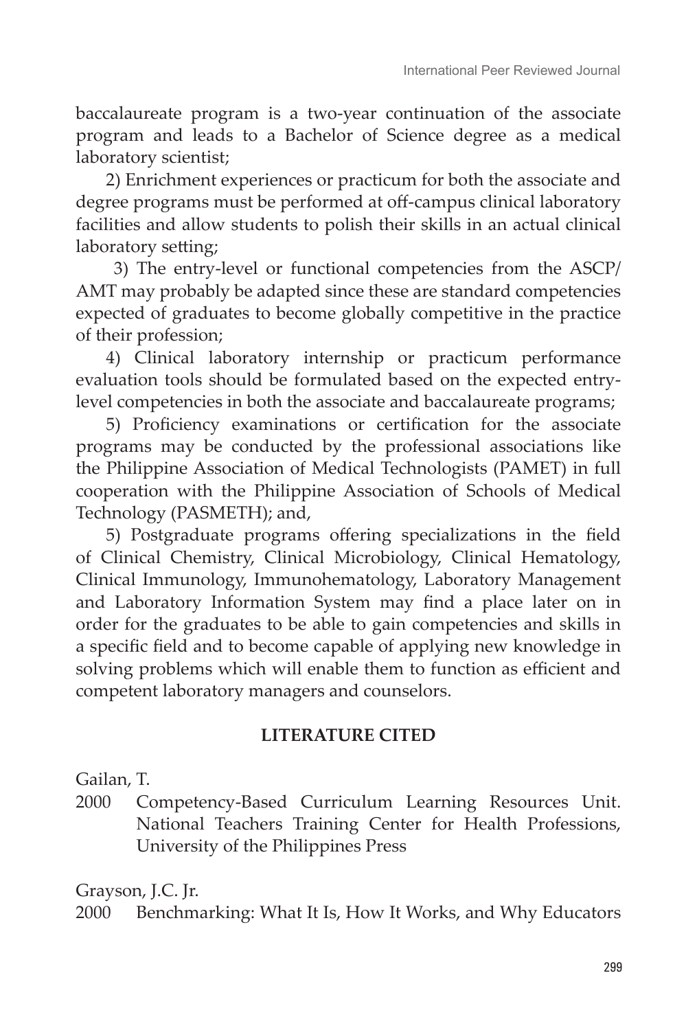baccalaureate program is a two-year continuation of the associate program and leads to a Bachelor of Science degree as a medical laboratory scientist;

2) Enrichment experiences or practicum for both the associate and degree programs must be performed at off-campus clinical laboratory facilities and allow students to polish their skills in an actual clinical laboratory setting;

3) The entry-level or functional competencies from the ASCP/AMT may probably be adapted since these are standard competencies expected of graduates to become globally competitive in the practice of their profession;

4) Clinical laboratory internship or practicum performance evaluation tools should be formulated based on the expected entry-level competencies in both the associate and baccalaureate programs;

5) Proficiency examinations or certification for the associate programs may be conducted by the professional associations like the Philippine Association of Medical Technologists (PAMET) in full cooperation with the Philippine Association of Schools of Medical Technology (PASMETH); and,

5) Postgraduate programs offering specializations in the field of Clinical Chemistry, Clinical Microbiology, Clinical Hematology, Clinical Immunology, Immunohematology, Laboratory Management and Laboratory Information System may find a place later on in order for the graduates to be able to gain competencies and skills in a specific field and to become capable of applying new knowledge in solving problems which will enable them to function as efficient and competent laboratory managers and counselors.

## LITERATURE CITED

Gailan, T.

2000 Competency-Based Curriculum Learning Resources Unit. National Teachers Training Center for Health Professions, University of the Philippines Press

Grayson, J.C. Jr.

2000 Benchmarking: What It Is, How It Works, and Why Educators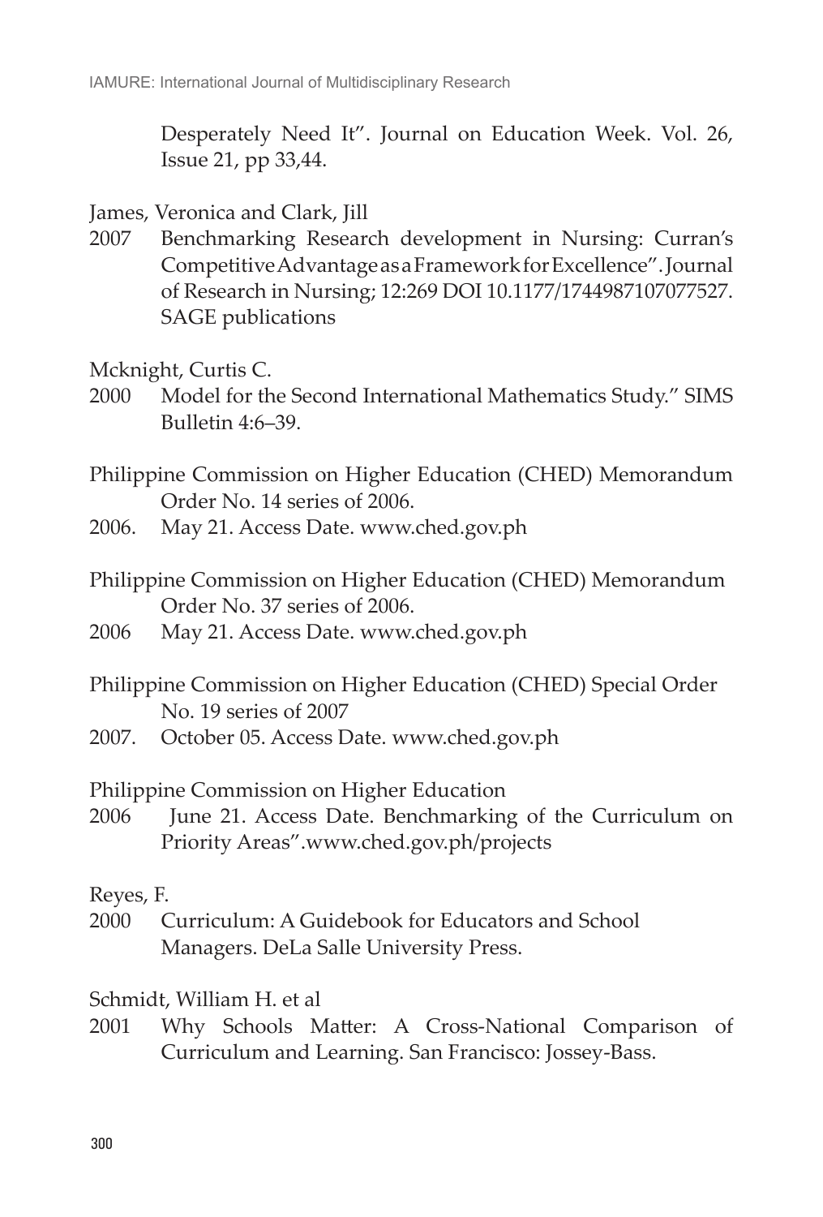Desperately Need It". Journal on Education Week. Vol. 26, Issue 21, pp 33,44.

James, Veronica and Clark, Jill

2007 Benchmarking Research development in Nursing: Curran's Competitive Advantage as a Framework for Excellence". Journal of Research in Nursing; 12:269 DOI 10.1177/1744987107077527. SAGE publications

Mcknight, Curtis C.

2000 Model for the Second International Mathematics Study." SIMS Bulletin 4:6–39.

Philippine Commission on Higher Education (CHED) Memorandum Order No. 14 series of 2006.

2006. May 21. Access Date. www.ched.gov.ph

Philippine Commission on Higher Education (CHED) Memorandum Order No. 37 series of 2006.

2006 May 21. Access Date. www.ched.gov.ph

Philippine Commission on Higher Education (CHED) Special Order No. 19 series of 2007

2007. October 05. Access Date. www.ched.gov.ph

Philippine Commission on Higher Education

2006 June 21. Access Date. Benchmarking of the Curriculum on Priority Areas".www.ched.gov.ph/projects

Reyes, F.

2000 Curriculum: A Guidebook for Educators and School Managers. DeLa Salle University Press.

Schmidt, William H. et al

2001 Why Schools Matter: A Cross-National Comparison of Curriculum and Learning. San Francisco: Jossey-Bass.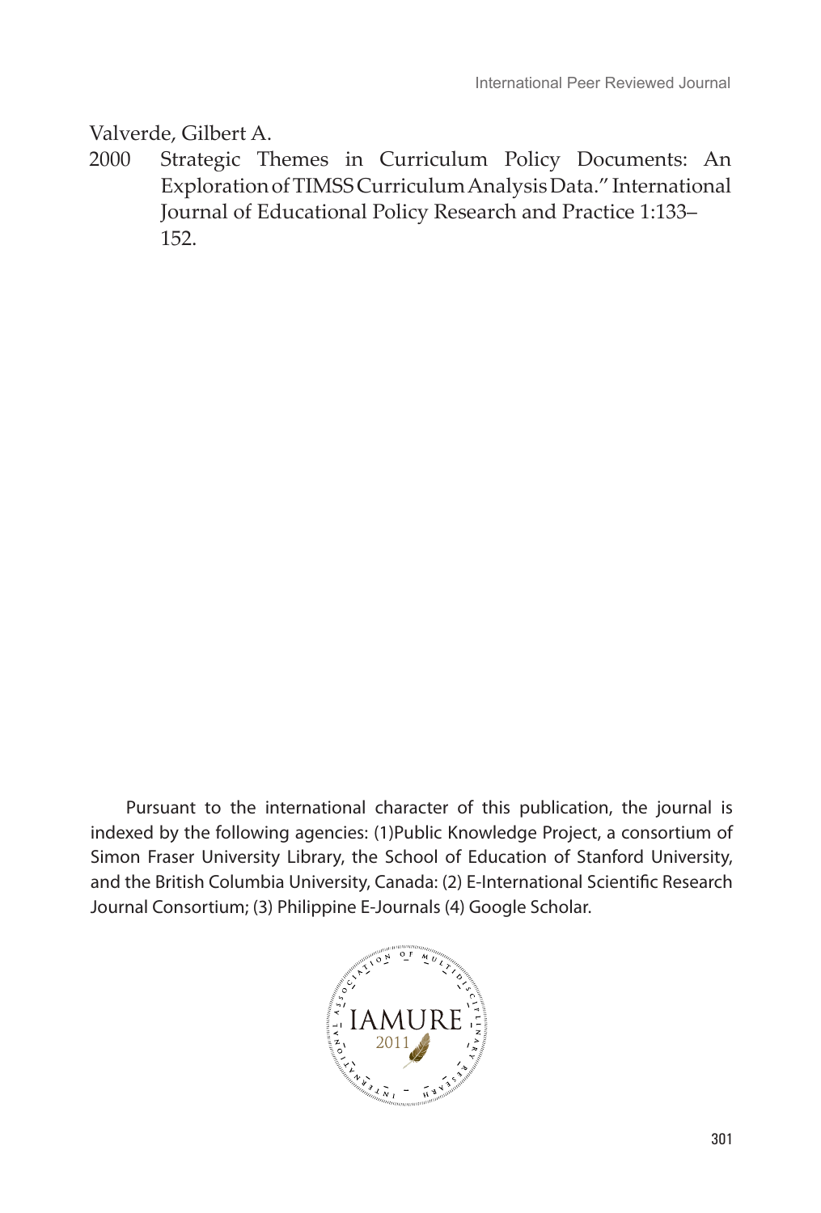Valverde, Gilbert A.

2000 Strategic Themes in Curriculum Policy Documents: An Exploration of TIMSS Curriculum Analysis Data." International Journal of Educational Policy Research and Practice 1:133–152.

Pursuant to the international character of this publication, the journal is indexed by the following agencies: (1)Public Knowledge Project, a consortium of Simon Fraser University Library, the School of Education of Stanford University, and the British Columbia University, Canada: (2) E-International Scientific Research Journal Consortium; (3) Philippine E-Journals (4) Google Scholar.

INTERNATIONAL ASSOCIATION OF MULTIDISCIPLINARY RESEARCH

IAMURE

2011